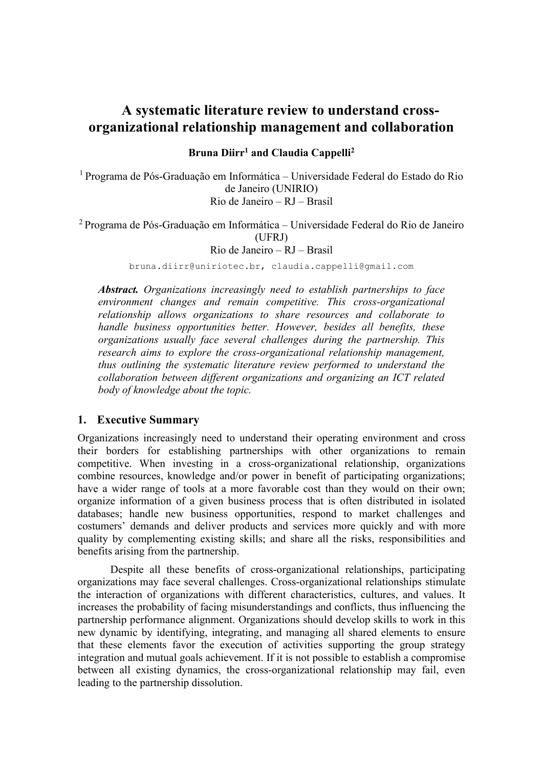# A systematic literature review to understand cross-organizational relationship management and collaboration

**Bruna Diirr[1] and Claudia Cappelli[2]**

[1] Programa de Pós-Graduação em Informática – Universidade Federal do Estado do Rio de Janeiro (UNIRIO)
Rio de Janeiro – RJ – Brasil

[2] Programa de Pós-Graduação em Informática – Universidade Federal do Rio de Janeiro (UFRJ)
Rio de Janeiro – RJ – Brasil

bruna.diirr@uniriotec.br, claudia.cappelli@gmail.com

***Abstract.*** *Organizations increasingly need to establish partnerships to face environment changes and remain competitive. This cross-organizational relationship allows organizations to share resources and collaborate to handle business opportunities better. However, besides all benefits, these organizations usually face several challenges during the partnership. This research aims to explore the cross-organizational relationship management, thus outlining the systematic literature review performed to understand the collaboration between different organizations and organizing an ICT related body of knowledge about the topic.*

## 1. Executive Summary

Organizations increasingly need to understand their operating environment and cross their borders for establishing partnerships with other organizations to remain competitive. When investing in a cross-organizational relationship, organizations combine resources, knowledge and/or power in benefit of participating organizations; have a wider range of tools at a more favorable cost than they would on their own; organize information of a given business process that is often distributed in isolated databases; handle new business opportunities, respond to market challenges and costumers' demands and deliver products and services more quickly and with more quality by complementing existing skills; and share all the risks, responsibilities and benefits arising from the partnership.

Despite all these benefits of cross-organizational relationships, participating organizations may face several challenges. Cross-organizational relationships stimulate the interaction of organizations with different characteristics, cultures, and values. It increases the probability of facing misunderstandings and conflicts, thus influencing the partnership performance alignment. Organizations should develop skills to work in this new dynamic by identifying, integrating, and managing all shared elements to ensure that these elements favor the execution of activities supporting the group strategy integration and mutual goals achievement. If it is not possible to establish a compromise between all existing dynamics, the cross-organizational relationship may fail, even leading to the partnership dissolution.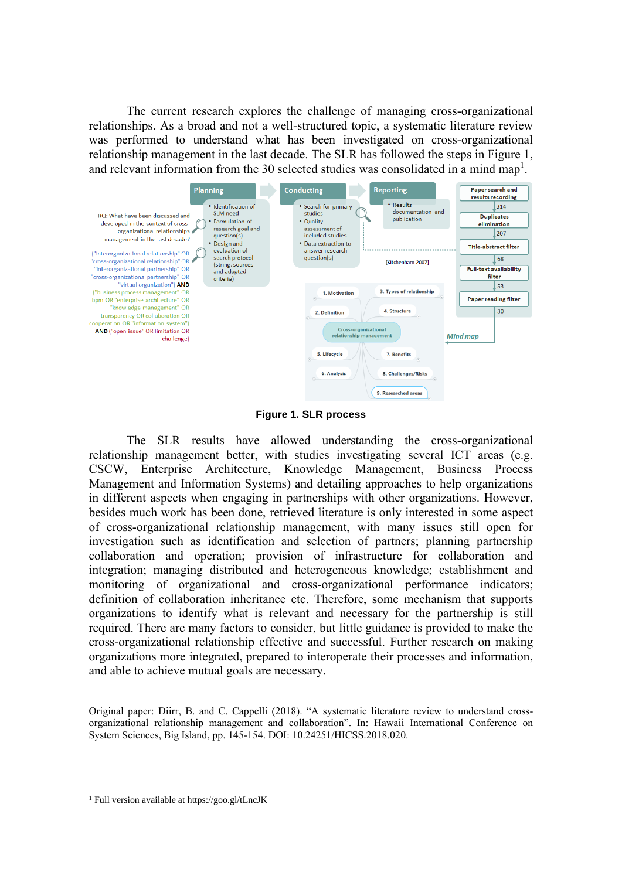The current research explores the challenge of managing cross-organizational relationships. As a broad and not a well-structured topic, a systematic literature review was performed to understand what has been investigated on cross-organizational relationship management in the last decade. The SLR has followed the steps in Figure 1, and relevant information from the 30 selected studies was consolidated in a mind map[1].

Planning

- Identification of SLM need
- Formulation of research goal and question(s)
- Design and evaluation of search protocol (string, sources and adopted criteria)

Conducting

- Search for primary studies
- Quality assessment of included studies
- Data extraction to answer research question(s)

Reporting

- Results documentation and publication

RQ: What have been discussed and developed in the context of cross-organizational relationships management in the last decade?

("interorganizational relationship" OR "cross-organizational relationship" OR "interorganizational partnership" OR "cross-organizational partnership" OR "virtual organization") AND ("business process management" OR bpm OR "enterprise architecture" OR "knowledge management" OR transparency OR collaboration OR cooperation OR "information system") AND ("open issue" OR limitation OR challenge)

[Kitchenham 2007]

Paper search and results recording

314

Duplicates elimination

207

Title-abstract filter

68

Full-text availability filter

53

Paper reading filter

30

Mind map

Cross-organizational relationship management

1. Motivation

2. Definition

3. Types of relationship

4. Structure

5. Lifecycle

6. Analysis

7. Benefits

8. Challenges/Risks

9. Researched areas

**Figure 1. SLR process**

The SLR results have allowed understanding the cross-organizational relationship management better, with studies investigating several ICT areas (e.g. CSCW, Enterprise Architecture, Knowledge Management, Business Process Management and Information Systems) and detailing approaches to help organizations in different aspects when engaging in partnerships with other organizations. However, besides much work has been done, retrieved literature is only interested in some aspect of cross-organizational relationship management, with many issues still open for investigation such as identification and selection of partners; planning partnership collaboration and operation; provision of infrastructure for collaboration and integration; managing distributed and heterogeneous knowledge; establishment and monitoring of organizational and cross-organizational performance indicators; definition of collaboration inheritance etc. Therefore, some mechanism that supports organizations to identify what is relevant and necessary for the partnership is still required. There are many factors to consider, but little guidance is provided to make the cross-organizational relationship effective and successful. Further research on making organizations more integrated, prepared to interoperate their processes and information, and able to achieve mutual goals are necessary.

Original paper: Diirr, B. and C. Cappelli (2018). "A systematic literature review to understand cross-organizational relationship management and collaboration". In: Hawaii International Conference on System Sciences, Big Island, pp. 145-154. DOI: 10.24251/HICSS.2018.020.

[1] Full version available at https://goo.gl/tLncJK